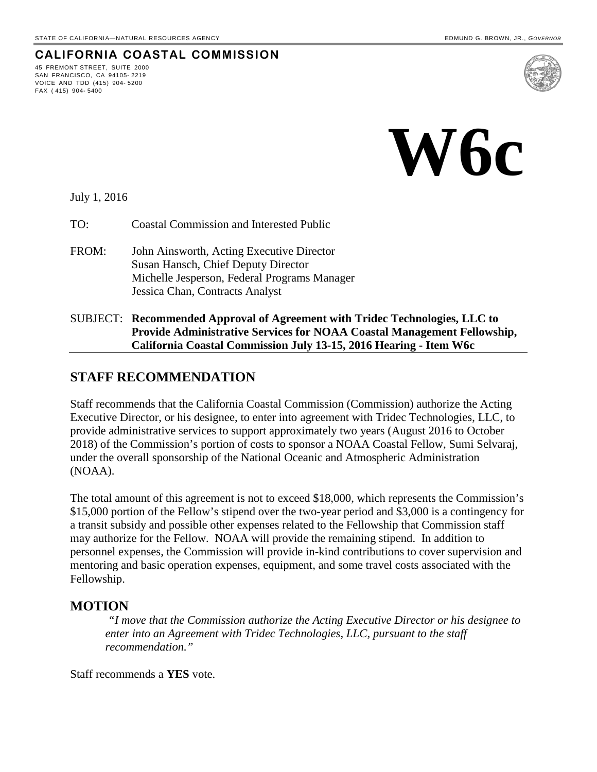STATE OF CALIFORNIA—NATURAL RESOURCES AGENCY

EDMUND G. BROWN, JR., *GOVERNOR*

**CALIFORNIA COASTAL COMMISSION**

45 FREMONT STREET, SUITE 2000
SAN FRANCISCO, CA 94105-2219
VOICE AND TDD (415) 904-5200
FAX (415) 904-5400

# W6c

July 1, 2016

TO: Coastal Commission and Interested Public

FROM: John Ainsworth, Acting Executive Director
Susan Hansch, Chief Deputy Director
Michelle Jesperson, Federal Programs Manager
Jessica Chan, Contracts Analyst

SUBJECT: **Recommended Approval of Agreement with Tridec Technologies, LLC to Provide Administrative Services for NOAA Coastal Management Fellowship, California Coastal Commission July 13-15, 2016 Hearing - Item W6c**

## STAFF RECOMMENDATION

Staff recommends that the California Coastal Commission (Commission) authorize the Acting Executive Director, or his designee, to enter into agreement with Tridec Technologies, LLC, to provide administrative services to support approximately two years (August 2016 to October 2018) of the Commission's portion of costs to sponsor a NOAA Coastal Fellow, Sumi Selvaraj, under the overall sponsorship of the National Oceanic and Atmospheric Administration (NOAA).

The total amount of this agreement is not to exceed $18,000, which represents the Commission's $15,000 portion of the Fellow's stipend over the two-year period and $3,000 is a contingency for a transit subsidy and possible other expenses related to the Fellowship that Commission staff may authorize for the Fellow. NOAA will provide the remaining stipend. In addition to personnel expenses, the Commission will provide in-kind contributions to cover supervision and mentoring and basic operation expenses, equipment, and some travel costs associated with the Fellowship.

## MOTION

*"I move that the Commission authorize the Acting Executive Director or his designee to enter into an Agreement with Tridec Technologies, LLC, pursuant to the staff recommendation."*

Staff recommends a **YES** vote.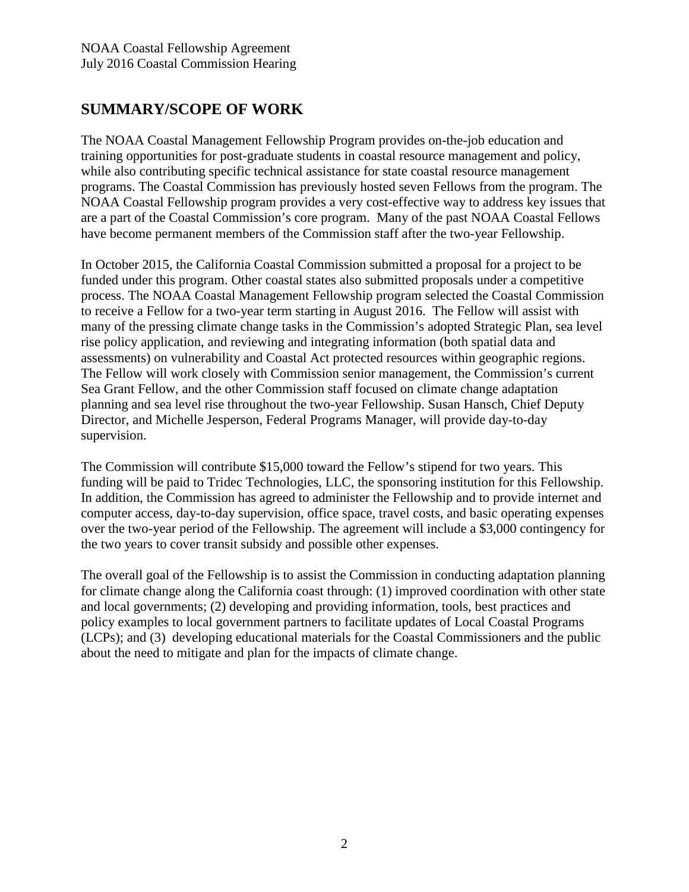## SUMMARY/SCOPE OF WORK

The NOAA Coastal Management Fellowship Program provides on-the-job education and training opportunities for post-graduate students in coastal resource management and policy, while also contributing specific technical assistance for state coastal resource management programs. The Coastal Commission has previously hosted seven Fellows from the program. The NOAA Coastal Fellowship program provides a very cost-effective way to address key issues that are a part of the Coastal Commission's core program. Many of the past NOAA Coastal Fellows have become permanent members of the Commission staff after the two-year Fellowship.

In October 2015, the California Coastal Commission submitted a proposal for a project to be funded under this program. Other coastal states also submitted proposals under a competitive process. The NOAA Coastal Management Fellowship program selected the Coastal Commission to receive a Fellow for a two-year term starting in August 2016. The Fellow will assist with many of the pressing climate change tasks in the Commission's adopted Strategic Plan, sea level rise policy application, and reviewing and integrating information (both spatial data and assessments) on vulnerability and Coastal Act protected resources within geographic regions. The Fellow will work closely with Commission senior management, the Commission's current Sea Grant Fellow, and the other Commission staff focused on climate change adaptation planning and sea level rise throughout the two-year Fellowship. Susan Hansch, Chief Deputy Director, and Michelle Jesperson, Federal Programs Manager, will provide day-to-day supervision.

The Commission will contribute $15,000 toward the Fellow's stipend for two years. This funding will be paid to Tridec Technologies, LLC, the sponsoring institution for this Fellowship. In addition, the Commission has agreed to administer the Fellowship and to provide internet and computer access, day-to-day supervision, office space, travel costs, and basic operating expenses over the two-year period of the Fellowship. The agreement will include a $3,000 contingency for the two years to cover transit subsidy and possible other expenses.

The overall goal of the Fellowship is to assist the Commission in conducting adaptation planning for climate change along the California coast through: (1) improved coordination with other state and local governments; (2) developing and providing information, tools, best practices and policy examples to local government partners to facilitate updates of Local Coastal Programs (LCPs); and (3) developing educational materials for the Coastal Commissioners and the public about the need to mitigate and plan for the impacts of climate change.